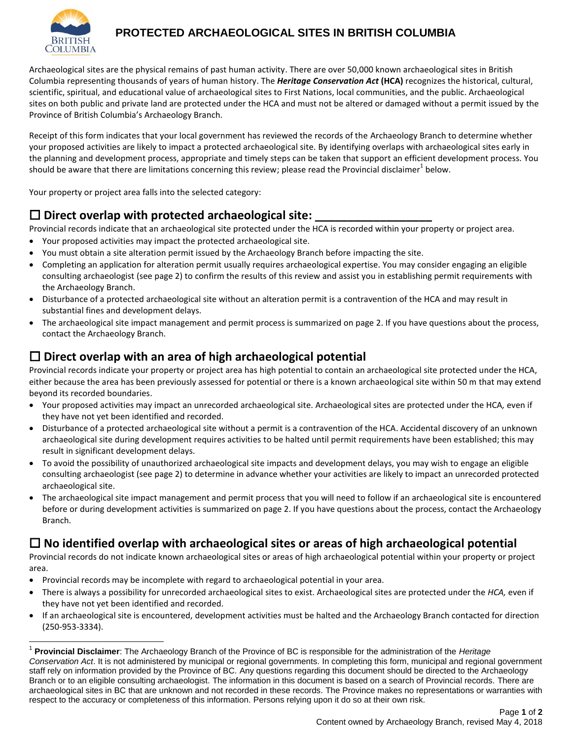# PROTECTED ARCHAEOLOGICAL SITES IN BRITISH COLUMBIA

Archaeological sites are the physical remains of past human activity. There are over 50,000 known archaeological sites in British Columbia representing thousands of years of human history. The ***Heritage Conservation Act*** **(HCA)** recognizes the historical, cultural, scientific, spiritual, and educational value of archaeological sites to First Nations, local communities, and the public. Archaeological sites on both public and private land are protected under the HCA and must not be altered or damaged without a permit issued by the Province of British Columbia's Archaeology Branch.

Receipt of this form indicates that your local government has reviewed the records of the Archaeology Branch to determine whether your proposed activities are likely to impact a protected archaeological site. By identifying overlaps with archaeological sites early in the planning and development process, appropriate and timely steps can be taken that support an efficient development process. You should be aware that there are limitations concerning this review; please read the Provincial disclaimer[1] below.

Your property or project area falls into the selected category:

## ☐ Direct overlap with protected archaeological site: ___________________

Provincial records indicate that an archaeological site protected under the HCA is recorded within your property or project area.

- Your proposed activities may impact the protected archaeological site.
- You must obtain a site alteration permit issued by the Archaeology Branch before impacting the site.
- Completing an application for alteration permit usually requires archaeological expertise. You may consider engaging an eligible consulting archaeologist (see page 2) to confirm the results of this review and assist you in establishing permit requirements with the Archaeology Branch.
- Disturbance of a protected archaeological site without an alteration permit is a contravention of the HCA and may result in substantial fines and development delays.
- The archaeological site impact management and permit process is summarized on page 2. If you have questions about the process, contact the Archaeology Branch.

## ☐ Direct overlap with an area of high archaeological potential

Provincial records indicate your property or project area has high potential to contain an archaeological site protected under the HCA, either because the area has been previously assessed for potential or there is a known archaeological site within 50 m that may extend beyond its recorded boundaries.

- Your proposed activities may impact an unrecorded archaeological site. Archaeological sites are protected under the HCA*,* even if they have not yet been identified and recorded.
- Disturbance of a protected archaeological site without a permit is a contravention of the HCA. Accidental discovery of an unknown archaeological site during development requires activities to be halted until permit requirements have been established; this may result in significant development delays.
- To avoid the possibility of unauthorized archaeological site impacts and development delays, you may wish to engage an eligible consulting archaeologist (see page 2) to determine in advance whether your activities are likely to impact an unrecorded protected archaeological site.
- The archaeological site impact management and permit process that you will need to follow if an archaeological site is encountered before or during development activities is summarized on page 2. If you have questions about the process, contact the Archaeology Branch.

## ☐ No identified overlap with archaeological sites or areas of high archaeological potential

Provincial records do not indicate known archaeological sites or areas of high archaeological potential within your property or project area.

- Provincial records may be incomplete with regard to archaeological potential in your area.
- There is always a possibility for unrecorded archaeological sites to exist. Archaeological sites are protected under the *HCA,* even if they have not yet been identified and recorded.
- If an archaeological site is encountered, development activities must be halted and the Archaeology Branch contacted for direction (250-953-3334).

---

[1] **Provincial Disclaimer**: The Archaeology Branch of the Province of BC is responsible for the administration of the *Heritage Conservation Act*. It is not administered by municipal or regional governments. In completing this form, municipal and regional government staff rely on information provided by the Province of BC. Any questions regarding this document should be directed to the Archaeology Branch or to an eligible consulting archaeologist. The information in this document is based on a search of Provincial records. There are archaeological sites in BC that are unknown and not recorded in these records. The Province makes no representations or warranties with respect to the accuracy or completeness of this information. Persons relying upon it do so at their own risk.

Content owned by Archaeology Branch, revised May 4, 2018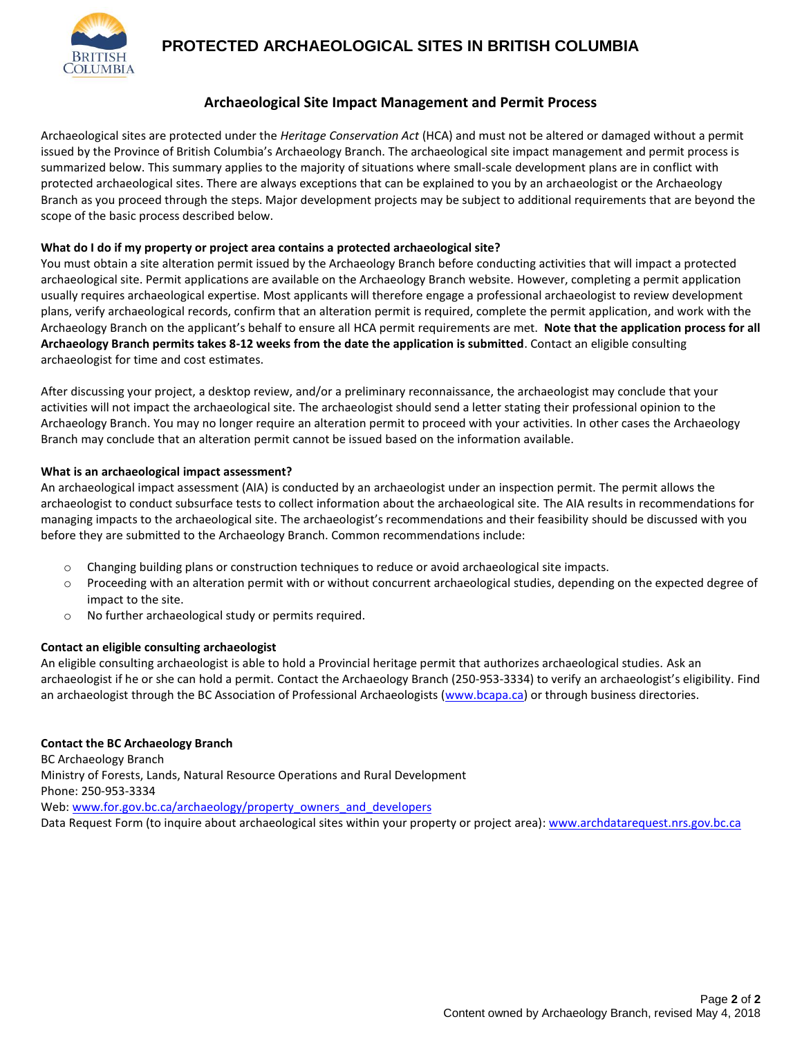# PROTECTED ARCHAEOLOGICAL SITES IN BRITISH COLUMBIA

## Archaeological Site Impact Management and Permit Process

Archaeological sites are protected under the *Heritage Conservation Act* (HCA) and must not be altered or damaged without a permit issued by the Province of British Columbia's Archaeology Branch. The archaeological site impact management and permit process is summarized below. This summary applies to the majority of situations where small-scale development plans are in conflict with protected archaeological sites. There are always exceptions that can be explained to you by an archaeologist or the Archaeology Branch as you proceed through the steps. Major development projects may be subject to additional requirements that are beyond the scope of the basic process described below.

**What do I do if my property or project area contains a protected archaeological site?**

You must obtain a site alteration permit issued by the Archaeology Branch before conducting activities that will impact a protected archaeological site. Permit applications are available on the Archaeology Branch website. However, completing a permit application usually requires archaeological expertise. Most applicants will therefore engage a professional archaeologist to review development plans, verify archaeological records, confirm that an alteration permit is required, complete the permit application, and work with the Archaeology Branch on the applicant's behalf to ensure all HCA permit requirements are met. **Note that the application process for all Archaeology Branch permits takes 8-12 weeks from the date the application is submitted**. Contact an eligible consulting archaeologist for time and cost estimates.

After discussing your project, a desktop review, and/or a preliminary reconnaissance, the archaeologist may conclude that your activities will not impact the archaeological site. The archaeologist should send a letter stating their professional opinion to the Archaeology Branch. You may no longer require an alteration permit to proceed with your activities. In other cases the Archaeology Branch may conclude that an alteration permit cannot be issued based on the information available.

**What is an archaeological impact assessment?**

An archaeological impact assessment (AIA) is conducted by an archaeologist under an inspection permit. The permit allows the archaeologist to conduct subsurface tests to collect information about the archaeological site. The AIA results in recommendations for managing impacts to the archaeological site. The archaeologist's recommendations and their feasibility should be discussed with you before they are submitted to the Archaeology Branch. Common recommendations include:

- Changing building plans or construction techniques to reduce or avoid archaeological site impacts.
- Proceeding with an alteration permit with or without concurrent archaeological studies, depending on the expected degree of impact to the site.
- No further archaeological study or permits required.

**Contact an eligible consulting archaeologist**

An eligible consulting archaeologist is able to hold a Provincial heritage permit that authorizes archaeological studies. Ask an archaeologist if he or she can hold a permit. Contact the Archaeology Branch (250-953-3334) to verify an archaeologist's eligibility. Find an archaeologist through the BC Association of Professional Archaeologists (www.bcapa.ca) or through business directories.

**Contact the BC Archaeology Branch**

BC Archaeology Branch
Ministry of Forests, Lands, Natural Resource Operations and Rural Development
Phone: 250-953-3334
Web: www.for.gov.bc.ca/archaeology/property_owners_and_developers
Data Request Form (to inquire about archaeological sites within your property or project area): www.archdatarequest.nrs.gov.bc.ca

Content owned by Archaeology Branch, revised May 4, 2018